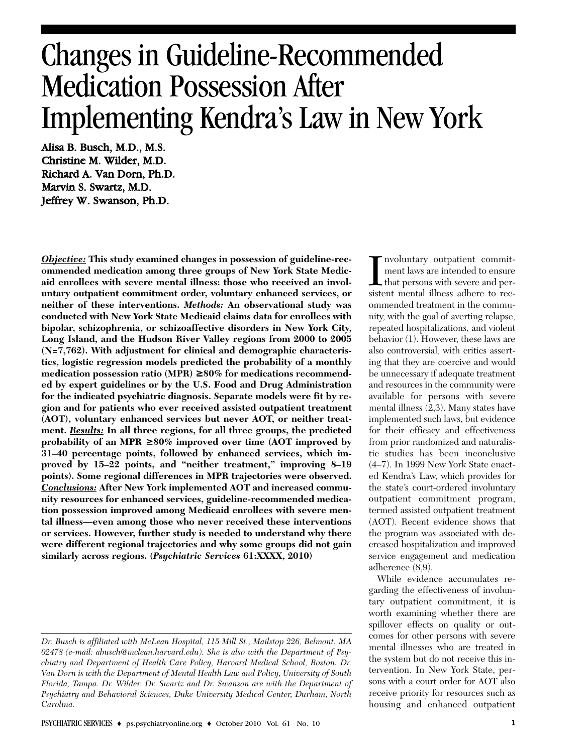# Changes in Guideline-Recommended Medication Possession After Implementing Kendra's Law in New York

**Alisa B. Busch, M.D., M.S.**
**Christine M. Wilder, M.D.**
**Richard A. Van Dorn, Ph.D.**
**Marvin S. Swartz, M.D.**
**Jeffrey W. Swanson, Ph.D.**

***Objective:*** **This study examined changes in possession of guideline-recommended medication among three groups of New York State Medicaid enrollees with severe mental illness: those who received an involuntary outpatient commitment order, voluntary enhanced services, or neither of these interventions.** ***Methods:*** **An observational study was conducted with New York State Medicaid claims data for enrollees with bipolar, schizophrenia, or schizoaffective disorders in New York City, Long Island, and the Hudson River Valley regions from 2000 to 2005 (N=7,762). With adjustment for clinical and demographic characteristics, logistic regression models predicted the probability of a monthly medication possession ratio (MPR) ≥80% for medications recommended by expert guidelines or by the U.S. Food and Drug Administration for the indicated psychiatric diagnosis. Separate models were fit by region and for patients who ever received assisted outpatient treatment (AOT), voluntary enhanced services but never AOT, or neither treatment.** ***Results:*** **In all three regions, for all three groups, the predicted probability of an MPR ≥80% improved over time (AOT improved by 31–40 percentage points, followed by enhanced services, which improved by 15–22 points, and "neither treatment," improving 8–19 points). Some regional differences in MPR trajectories were observed.** ***Conclusions:*** **After New York implemented AOT and increased community resources for enhanced services, guideline-recommended medication possession improved among Medicaid enrollees with severe mental illness—even among those who never received these interventions or services. However, further study is needed to understand why there were different regional trajectories and why some groups did not gain similarly across regions. (*Psychiatric Services* 61:XXXX, 2010)**

*Dr. Busch is affiliated with McLean Hospital, 115 Mill St., Mailstop 226, Belmont, MA 02478 (e-mail: abusch@mclean.harvard.edu). She is also with the Department of Psychiatry and Department of Health Care Policy, Harvard Medical School, Boston. Dr. Van Dorn is with the Department of Mental Health Law and Policy, University of South Florida, Tampa. Dr. Wilder, Dr. Swartz and Dr. Swanson are with the Department of Psychiatry and Behavioral Sciences, Duke University Medical Center, Durham, North Carolina.*

Involuntary outpatient commitment laws are intended to ensure that persons with severe and persistent mental illness adhere to recommended treatment in the community, with the goal of averting relapse, repeated hospitalizations, and violent behavior (1). However, these laws are also controversial, with critics asserting that they are coercive and would be unnecessary if adequate treatment and resources in the community were available for persons with severe mental illness (2,3). Many states have implemented such laws, but evidence for their efficacy and effectiveness from prior randomized and naturalistic studies has been inconclusive (4–7). In 1999 New York State enacted Kendra's Law, which provides for the state's court-ordered involuntary outpatient commitment program, termed assisted outpatient treatment (AOT). Recent evidence shows that the program was associated with decreased hospitalization and improved service engagement and medication adherence (8,9).

While evidence accumulates regarding the effectiveness of involuntary outpatient commitment, it is worth examining whether there are spillover effects on quality or outcomes for other persons with severe mental illnesses who are treated in the system but do not receive this intervention. In New York State, persons with a court order for AOT also receive priority for resources such as housing and enhanced outpatient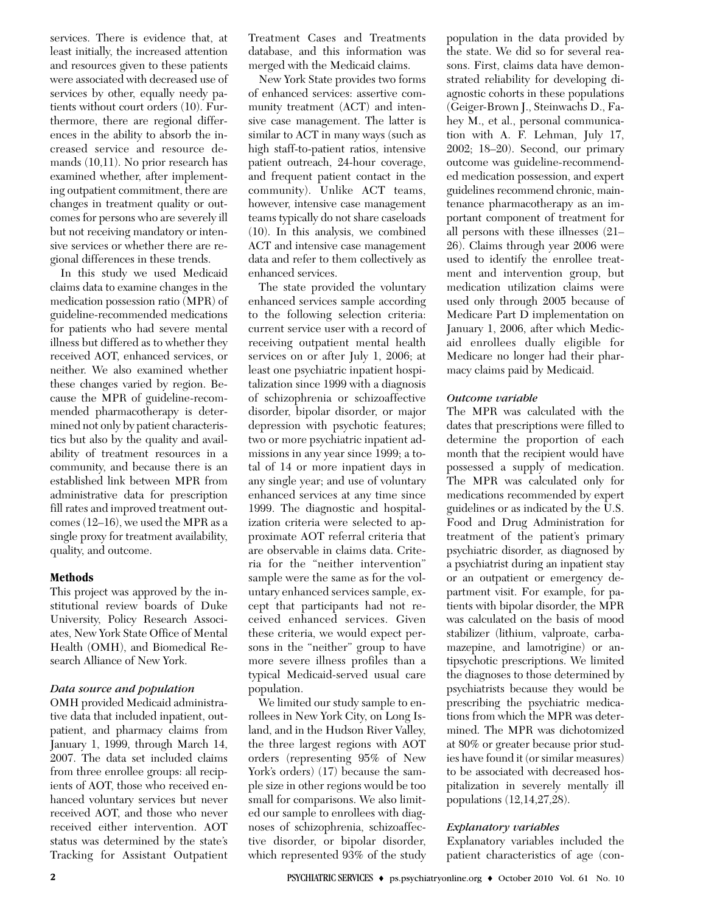services. There is evidence that, at least initially, the increased attention and resources given to these patients were associated with decreased use of services by other, equally needy patients without court orders (10). Furthermore, there are regional differences in the ability to absorb the increased service and resource demands (10,11). No prior research has examined whether, after implementing outpatient commitment, there are changes in treatment quality or outcomes for persons who are severely ill but not receiving mandatory or intensive services or whether there are regional differences in these trends.

In this study we used Medicaid claims data to examine changes in the medication possession ratio (MPR) of guideline-recommended medications for patients who had severe mental illness but differed as to whether they received AOT, enhanced services, or neither. We also examined whether these changes varied by region. Because the MPR of guideline-recommended pharmacotherapy is determined not only by patient characteristics but also by the quality and availability of treatment resources in a community, and because there is an established link between MPR from administrative data for prescription fill rates and improved treatment outcomes (12–16), we used the MPR as a single proxy for treatment availability, quality, and outcome.

## Methods

This project was approved by the institutional review boards of Duke University, Policy Research Associates, New York State Office of Mental Health (OMH), and Biomedical Research Alliance of New York.

### *Data source and population*

OMH provided Medicaid administrative data that included inpatient, outpatient, and pharmacy claims from January 1, 1999, through March 14, 2007. The data set included claims from three enrollee groups: all recipients of AOT, those who received enhanced voluntary services but never received AOT, and those who never received either intervention. AOT status was determined by the state's Tracking for Assistant Outpatient Treatment Cases and Treatments database, and this information was merged with the Medicaid claims.

New York State provides two forms of enhanced services: assertive community treatment (ACT) and intensive case management. The latter is similar to ACT in many ways (such as high staff-to-patient ratios, intensive patient outreach, 24-hour coverage, and frequent patient contact in the community). Unlike ACT teams, however, intensive case management teams typically do not share caseloads (10). In this analysis, we combined ACT and intensive case management data and refer to them collectively as enhanced services.

The state provided the voluntary enhanced services sample according to the following selection criteria: current service user with a record of receiving outpatient mental health services on or after July 1, 2006; at least one psychiatric inpatient hospitalization since 1999 with a diagnosis of schizophrenia or schizoaffective disorder, bipolar disorder, or major depression with psychotic features; two or more psychiatric inpatient admissions in any year since 1999; a total of 14 or more inpatient days in any single year; and use of voluntary enhanced services at any time since 1999. The diagnostic and hospitalization criteria were selected to approximate AOT referral criteria that are observable in claims data. Criteria for the "neither intervention" sample were the same as for the voluntary enhanced services sample, except that participants had not received enhanced services. Given these criteria, we would expect persons in the "neither" group to have more severe illness profiles than a typical Medicaid-served usual care population.

We limited our study sample to enrollees in New York City, on Long Island, and in the Hudson River Valley, the three largest regions with AOT orders (representing 95% of New York's orders) (17) because the sample size in other regions would be too small for comparisons. We also limited our sample to enrollees with diagnoses of schizophrenia, schizoaffective disorder, or bipolar disorder, which represented 93% of the study population in the data provided by the state. We did so for several reasons. First, claims data have demonstrated reliability for developing diagnostic cohorts in these populations (Geiger-Brown J., Steinwachs D., Fahey M., et al., personal communication with A. F. Lehman, July 17, 2002; 18–20). Second, our primary outcome was guideline-recommended medication possession, and expert guidelines recommend chronic, maintenance pharmacotherapy as an important component of treatment for all persons with these illnesses (21–26). Claims through year 2006 were used to identify the enrollee treatment and intervention group, but medication utilization claims were used only through 2005 because of Medicare Part D implementation on January 1, 2006, after which Medicaid enrollees dually eligible for Medicare no longer had their pharmacy claims paid by Medicaid.

### *Outcome variable*

The MPR was calculated with the dates that prescriptions were filled to determine the proportion of each month that the recipient would have possessed a supply of medication. The MPR was calculated only for medications recommended by expert guidelines or as indicated by the U.S. Food and Drug Administration for treatment of the patient's primary psychiatric disorder, as diagnosed by a psychiatrist during an inpatient stay or an outpatient or emergency department visit. For example, for patients with bipolar disorder, the MPR was calculated on the basis of mood stabilizer (lithium, valproate, carbamazepine, and lamotrigine) or antipsychotic prescriptions. We limited the diagnoses to those determined by psychiatrists because they would be prescribing the psychiatric medications from which the MPR was determined. The MPR was dichotomized at 80% or greater because prior studies have found it (or similar measures) to be associated with decreased hospitalization in severely mentally ill populations (12,14,27,28).

### *Explanatory variables*

Explanatory variables included the patient characteristics of age (con-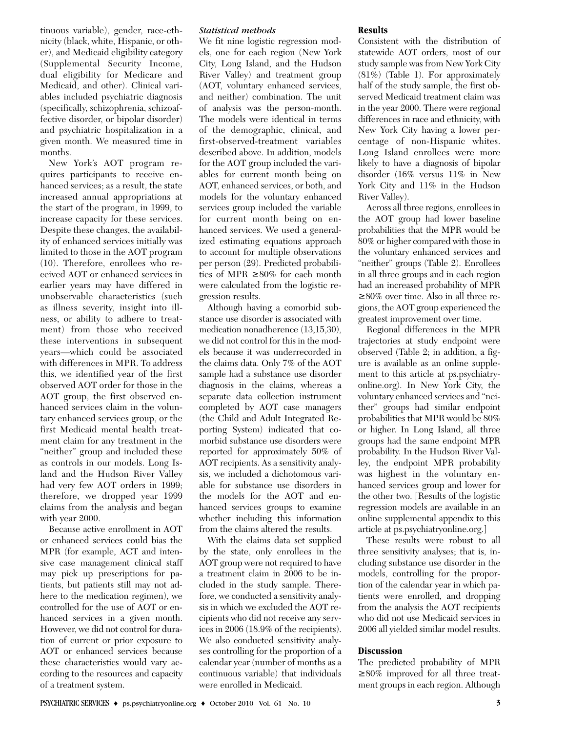tinuous variable), gender, race-ethnicity (black, white, Hispanic, or other), and Medicaid eligibility category (Supplemental Security Income, dual eligibility for Medicare and Medicaid, and other). Clinical variables included psychiatric diagnosis (specifically, schizophrenia, schizoaffective disorder, or bipolar disorder) and psychiatric hospitalization in a given month. We measured time in months.

New York's AOT program requires participants to receive enhanced services; as a result, the state increased annual appropriations at the start of the program, in 1999, to increase capacity for these services. Despite these changes, the availability of enhanced services initially was limited to those in the AOT program (10). Therefore, enrollees who received AOT or enhanced services in earlier years may have differed in unobservable characteristics (such as illness severity, insight into illness, or ability to adhere to treatment) from those who received these interventions in subsequent years—which could be associated with differences in MPR. To address this, we identified year of the first observed AOT order for those in the AOT group, the first observed enhanced services claim in the voluntary enhanced services group, or the first Medicaid mental health treatment claim for any treatment in the "neither" group and included these as controls in our models. Long Island and the Hudson River Valley had very few AOT orders in 1999; therefore, we dropped year 1999 claims from the analysis and began with year 2000.

Because active enrollment in AOT or enhanced services could bias the MPR (for example, ACT and intensive case management clinical staff may pick up prescriptions for patients, but patients still may not adhere to the medication regimen), we controlled for the use of AOT or enhanced services in a given month. However, we did not control for duration of current or prior exposure to AOT or enhanced services because these characteristics would vary according to the resources and capacity of a treatment system.

### *Statistical methods*

We fit nine logistic regression models, one for each region (New York City, Long Island, and the Hudson River Valley) and treatment group (AOT, voluntary enhanced services, and neither) combination. The unit of analysis was the person-month. The models were identical in terms of the demographic, clinical, and first-observed-treatment variables described above. In addition, models for the AOT group included the variables for current month being on AOT, enhanced services, or both, and models for the voluntary enhanced services group included the variable for current month being on enhanced services. We used a generalized estimating equations approach to account for multiple observations per person (29). Predicted probabilities of MPR $\geq$80% for each month were calculated from the logistic regression results.

Although having a comorbid substance use disorder is associated with medication nonadherence (13,15,30), we did not control for this in the models because it was underrecorded in the claims data. Only 7% of the AOT sample had a substance use disorder diagnosis in the claims, whereas a separate data collection instrument completed by AOT case managers (the Child and Adult Integrated Reporting System) indicated that comorbid substance use disorders were reported for approximately 50% of AOT recipients. As a sensitivity analysis, we included a dichotomous variable for substance use disorders in the models for the AOT and enhanced services groups to examine whether including this information from the claims altered the results.

With the claims data set supplied by the state, only enrollees in the AOT group were not required to have a treatment claim in 2006 to be included in the study sample. Therefore, we conducted a sensitivity analysis in which we excluded the AOT recipients who did not receive any services in 2006 (18.9% of the recipients). We also conducted sensitivity analyses controlling for the proportion of a calendar year (number of months as a continuous variable) that individuals were enrolled in Medicaid.

## Results

Consistent with the distribution of statewide AOT orders, most of our study sample was from New York City (81%) (Table 1). For approximately half of the study sample, the first observed Medicaid treatment claim was in the year 2000. There were regional differences in race and ethnicity, with New York City having a lower percentage of non-Hispanic whites. Long Island enrollees were more likely to have a diagnosis of bipolar disorder (16% versus 11% in New York City and 11% in the Hudson River Valley).

Across all three regions, enrollees in the AOT group had lower baseline probabilities that the MPR would be 80% or higher compared with those in the voluntary enhanced services and "neither" groups (Table 2). Enrollees in all three groups and in each region had an increased probability of MPR $\geq$80% over time. Also in all three regions, the AOT group experienced the greatest improvement over time.

Regional differences in the MPR trajectories at study endpoint were observed (Table 2; in addition, a figure is available as an online supplement to this article at ps.psychiatryonline.org). In New York City, the voluntary enhanced services and "neither" groups had similar endpoint probabilities that MPR would be 80% or higher. In Long Island, all three groups had the same endpoint MPR probability. In the Hudson River Valley, the endpoint MPR probability was highest in the voluntary enhanced services group and lower for the other two. [Results of the logistic regression models are available in an online supplemental appendix to this article at ps.psychiatryonline.org.]

These results were robust to all three sensitivity analyses; that is, including substance use disorder in the models, controlling for the proportion of the calendar year in which patients were enrolled, and dropping from the analysis the AOT recipients who did not use Medicaid services in 2006 all yielded similar model results.

## Discussion

The predicted probability of MPR $\geq$80% improved for all three treatment groups in each region. Although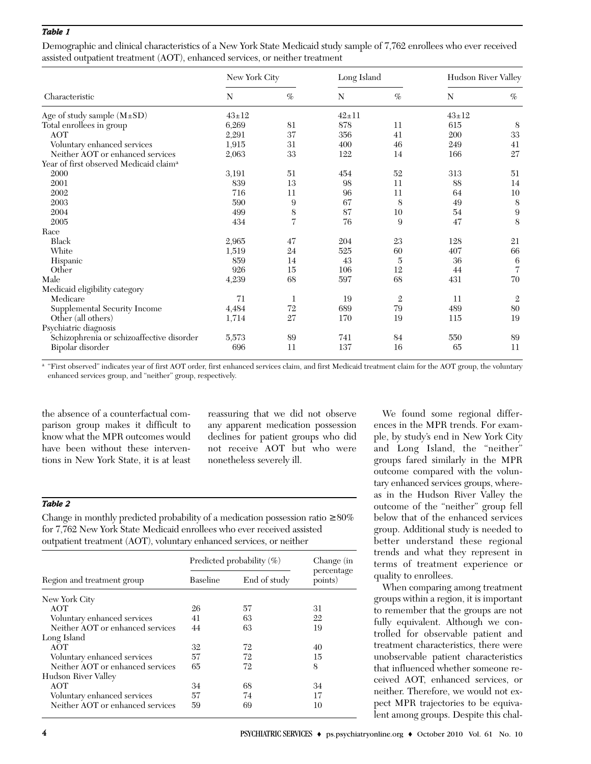*Table 1*

Demographic and clinical characteristics of a New York State Medicaid study sample of 7,762 enrollees who ever received assisted outpatient treatment (AOT), enhanced services, or neither treatment

| Characteristic | New York City | | Long Island | | Hudson River Valley | |
|---|---|---|---|---|---|---|
| | N | % | N | % | N | % |
| Age of study sample (M±SD) | 43±12 | | 42±11 | | 43±12 | |
| Total enrollees in group | 6,269 | 81 | 878 | 11 | 615 | 8 |
| AOT | 2,291 | 37 | 356 | 41 | 200 | 33 |
| Voluntary enhanced services | 1,915 | 31 | 400 | 46 | 249 | 41 |
| Neither AOT or enhanced services | 2,063 | 33 | 122 | 14 | 166 | 27 |
| Year of first observed Medicaid claim[a] | | | | | | |
| 2000 | 3,191 | 51 | 454 | 52 | 313 | 51 |
| 2001 | 839 | 13 | 98 | 11 | 88 | 14 |
| 2002 | 716 | 11 | 96 | 11 | 64 | 10 |
| 2003 | 590 | 9 | 67 | 8 | 49 | 8 |
| 2004 | 499 | 8 | 87 | 10 | 54 | 9 |
| 2005 | 434 | 7 | 76 | 9 | 47 | 8 |
| Race | | | | | | |
| Black | 2,965 | 47 | 204 | 23 | 128 | 21 |
| White | 1,519 | 24 | 525 | 60 | 407 | 66 |
| Hispanic | 859 | 14 | 43 | 5 | 36 | 6 |
| Other | 926 | 15 | 106 | 12 | 44 | 7 |
| Male | 4,239 | 68 | 597 | 68 | 431 | 70 |
| Medicaid eligibility category | | | | | | |
| Medicare | 71 | 1 | 19 | 2 | 11 | 2 |
| Supplemental Security Income | 4,484 | 72 | 689 | 79 | 489 | 80 |
| Other (all others) | 1,714 | 27 | 170 | 19 | 115 | 19 |
| Psychiatric diagnosis | | | | | | |
| Schizophrenia or schizoaffective disorder | 5,573 | 89 | 741 | 84 | 550 | 89 |
| Bipolar disorder | 696 | 11 | 137 | 16 | 65 | 11 |

[a] "First observed" indicates year of first AOT order, first enhanced services claim, and first Medicaid treatment claim for the AOT group, the voluntary enhanced services group, and "neither" group, respectively.

the absence of a counterfactual comparison group makes it difficult to know what the MPR outcomes would have been without these interventions in New York State, it is at least reassuring that we did not observe any apparent medication possession declines for patient groups who did not receive AOT but who were nonetheless severely ill.

*Table 2*

Change in monthly predicted probability of a medication possession ratio ≥80% for 7,762 New York State Medicaid enrollees who ever received assisted outpatient treatment (AOT), voluntary enhanced services, or neither

| Region and treatment group | Predicted probability (%) | | Change (in percentage points) |
|---|---|---|---|
| | Baseline | End of study | |
| New York City | | | |
| AOT | 26 | 57 | 31 |
| Voluntary enhanced services | 41 | 63 | 22 |
| Neither AOT or enhanced services | 44 | 63 | 19 |
| Long Island | | | |
| AOT | 32 | 72 | 40 |
| Voluntary enhanced services | 57 | 72 | 15 |
| Neither AOT or enhanced services | 65 | 72 | 8 |
| Hudson River Valley | | | |
| AOT | 34 | 68 | 34 |
| Voluntary enhanced services | 57 | 74 | 17 |
| Neither AOT or enhanced services | 59 | 69 | 10 |

We found some regional differences in the MPR trends. For example, by study's end in New York City and Long Island, the "neither" groups fared similarly in the MPR outcome compared with the voluntary enhanced services groups, whereas in the Hudson River Valley the outcome of the "neither" group fell below that of the enhanced services group. Additional study is needed to better understand these regional trends and what they represent in terms of treatment experience or quality to enrollees.

When comparing among treatment groups within a region, it is important to remember that the groups are not fully equivalent. Although we controlled for observable patient and treatment characteristics, there were unobservable patient characteristics that influenced whether someone received AOT, enhanced services, or neither. Therefore, we would not expect MPR trajectories to be equivalent among groups. Despite this chal-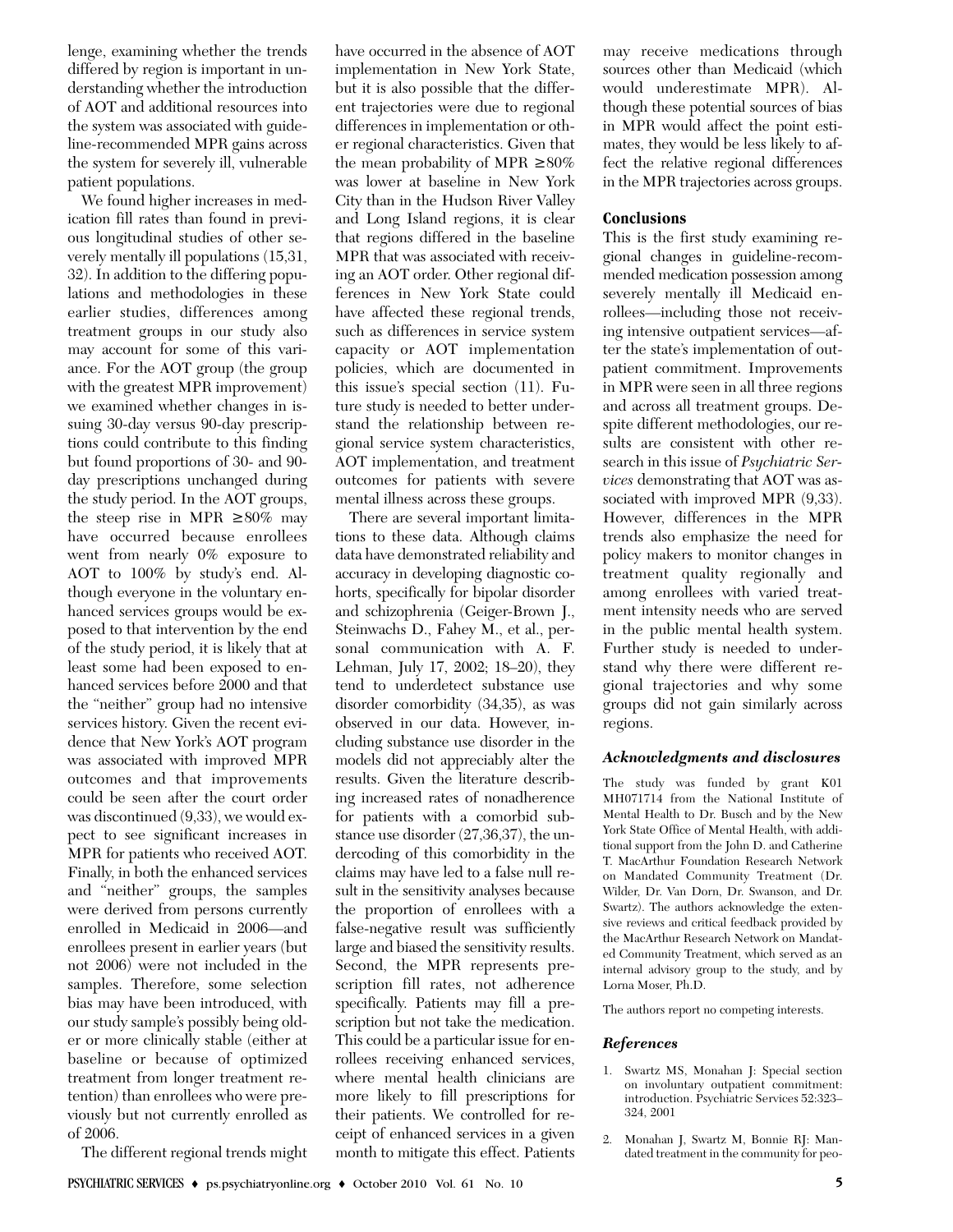lenge, examining whether the trends differed by region is important in understanding whether the introduction of AOT and additional resources into the system was associated with guideline-recommended MPR gains across the system for severely ill, vulnerable patient populations.

We found higher increases in medication fill rates than found in previous longitudinal studies of other severely mentally ill populations (15,31, 32). In addition to the differing populations and methodologies in these earlier studies, differences among treatment groups in our study also may account for some of this variance. For the AOT group (the group with the greatest MPR improvement) we examined whether changes in issuing 30-day versus 90-day prescriptions could contribute to this finding but found proportions of 30- and 90-day prescriptions unchanged during the study period. In the AOT groups, the steep rise in MPR $\geq$80% may have occurred because enrollees went from nearly 0% exposure to AOT to 100% by study's end. Although everyone in the voluntary enhanced services groups would be exposed to that intervention by the end of the study period, it is likely that at least some had been exposed to enhanced services before 2000 and that the "neither" group had no intensive services history. Given the recent evidence that New York's AOT program was associated with improved MPR outcomes and that improvements could be seen after the court order was discontinued (9,33), we would expect to see significant increases in MPR for patients who received AOT. Finally, in both the enhanced services and "neither" groups, the samples were derived from persons currently enrolled in Medicaid in 2006—and enrollees present in earlier years (but not 2006) were not included in the samples. Therefore, some selection bias may have been introduced, with our study sample's possibly being older or more clinically stable (either at baseline or because of optimized treatment from longer treatment retention) than enrollees who were previously but not currently enrolled as of 2006.

The different regional trends might have occurred in the absence of AOT implementation in New York State, but it is also possible that the different trajectories were due to regional differences in implementation or other regional characteristics. Given that the mean probability of MPR $\geq$80% was lower at baseline in New York City than in the Hudson River Valley and Long Island regions, it is clear that regions differed in the baseline MPR that was associated with receiving an AOT order. Other regional differences in New York State could have affected these regional trends, such as differences in service system capacity or AOT implementation policies, which are documented in this issue's special section (11). Future study is needed to better understand the relationship between regional service system characteristics, AOT implementation, and treatment outcomes for patients with severe mental illness across these groups.

There are several important limitations to these data. Although claims data have demonstrated reliability and accuracy in developing diagnostic cohorts, specifically for bipolar disorder and schizophrenia (Geiger-Brown J., Steinwachs D., Fahey M., et al., personal communication with A. F. Lehman, July 17, 2002; 18–20), they tend to underdetect substance use disorder comorbidity (34,35), as was observed in our data. However, including substance use disorder in the models did not appreciably alter the results. Given the literature describing increased rates of nonadherence for patients with a comorbid substance use disorder (27,36,37), the undercoding of this comorbidity in the claims may have led to a false null result in the sensitivity analyses because the proportion of enrollees with a false-negative result was sufficiently large and biased the sensitivity results. Second, the MPR represents prescription fill rates, not adherence specifically. Patients may fill a prescription but not take the medication. This could be a particular issue for enrollees receiving enhanced services, where mental health clinicians are more likely to fill prescriptions for their patients. We controlled for receipt of enhanced services in a given month to mitigate this effect. Patients may receive medications through sources other than Medicaid (which would underestimate MPR). Although these potential sources of bias in MPR would affect the point estimates, they would be less likely to affect the relative regional differences in the MPR trajectories across groups.

## Conclusions

This is the first study examining regional changes in guideline-recommended medication possession among severely mentally ill Medicaid enrollees—including those not receiving intensive outpatient services—after the state's implementation of outpatient commitment. Improvements in MPR were seen in all three regions and across all treatment groups. Despite different methodologies, our results are consistent with other research in this issue of *Psychiatric Services* demonstrating that AOT was associated with improved MPR (9,33). However, differences in the MPR trends also emphasize the need for policy makers to monitor changes in treatment quality regionally and among enrollees with varied treatment intensity needs who are served in the public mental health system. Further study is needed to understand why there were different regional trajectories and why some groups did not gain similarly across regions.

### *Acknowledgments and disclosures*

The study was funded by grant K01 MH071714 from the National Institute of Mental Health to Dr. Busch and by the New York State Office of Mental Health, with additional support from the John D. and Catherine T. MacArthur Foundation Research Network on Mandated Community Treatment (Dr. Wilder, Dr. Van Dorn, Dr. Swanson, and Dr. Swartz). The authors acknowledge the extensive reviews and critical feedback provided by the MacArthur Research Network on Mandated Community Treatment, which served as an internal advisory group to the study, and by Lorna Moser, Ph.D.

The authors report no competing interests.

### *References*

1. Swartz MS, Monahan J: Special section on involuntary outpatient commitment: introduction. Psychiatric Services 52:323–324, 2001
2. Monahan J, Swartz M, Bonnie RJ: Mandated treatment in the community for peo-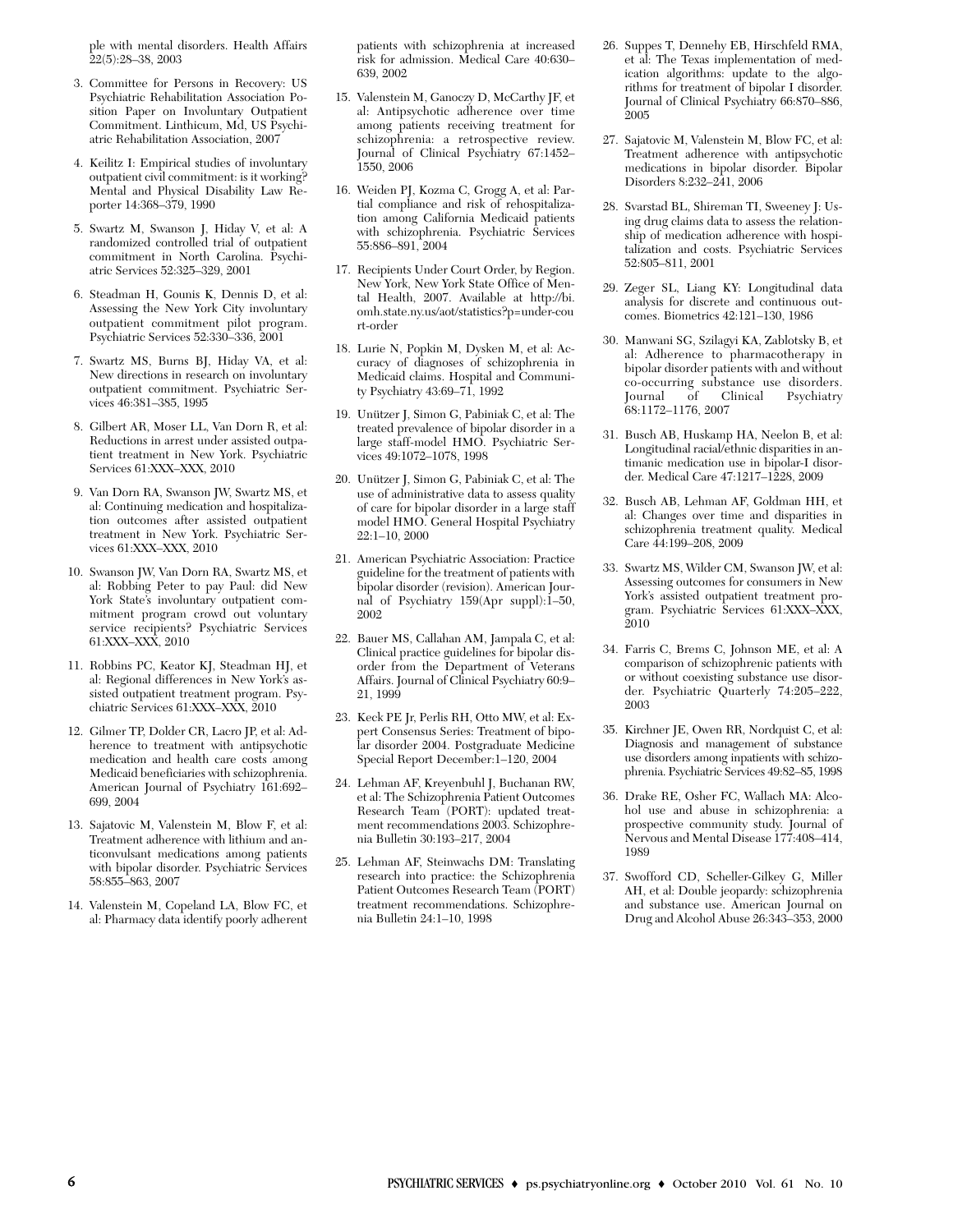ple with mental disorders. Health Affairs 22(5):28–38, 2003

3. Committee for Persons in Recovery: US Psychiatric Rehabilitation Association Position Paper on Involuntary Outpatient Commitment. Linthicum, Md, US Psychiatric Rehabilitation Association, 2007
4. Keilitz I: Empirical studies of involuntary outpatient civil commitment: is it working? Mental and Physical Disability Law Reporter 14:368–379, 1990
5. Swartz M, Swanson J, Hiday V, et al: A randomized controlled trial of outpatient commitment in North Carolina. Psychiatric Services 52:325–329, 2001
6. Steadman H, Gounis K, Dennis D, et al: Assessing the New York City involuntary outpatient commitment pilot program. Psychiatric Services 52:330–336, 2001
7. Swartz MS, Burns BJ, Hiday VA, et al: New directions in research on involuntary outpatient commitment. Psychiatric Services 46:381–385, 1995
8. Gilbert AR, Moser LL, Van Dorn R, et al: Reductions in arrest under assisted outpatient treatment in New York. Psychiatric Services 61:XXX–XXX, 2010
9. Van Dorn RA, Swanson JW, Swartz MS, et al: Continuing medication and hospitalization outcomes after assisted outpatient treatment in New York. Psychiatric Services 61:XXX–XXX, 2010
10. Swanson JW, Van Dorn RA, Swartz MS, et al: Robbing Peter to pay Paul: did New York State's involuntary outpatient commitment program crowd out voluntary service recipients? Psychiatric Services 61:XXX–XXX, 2010
11. Robbins PC, Keator KJ, Steadman HJ, et al: Regional differences in New York's assisted outpatient treatment program. Psychiatric Services 61:XXX–XXX, 2010
12. Gilmer TP, Dolder CR, Lacro JP, et al: Adherence to treatment with antipsychotic medication and health care costs among Medicaid beneficiaries with schizophrenia. American Journal of Psychiatry 161:692–699, 2004
13. Sajatovic M, Valenstein M, Blow F, et al: Treatment adherence with lithium and anticonvulsant medications among patients with bipolar disorder. Psychiatric Services 58:855–863, 2007
14. Valenstein M, Copeland LA, Blow FC, et al: Pharmacy data identify poorly adherent patients with schizophrenia at increased risk for admission. Medical Care 40:630–639, 2002
15. Valenstein M, Ganoczy D, McCarthy JF, et al: Antipsychotic adherence over time among patients receiving treatment for schizophrenia: a retrospective review. Journal of Clinical Psychiatry 67:1452–1550, 2006
16. Weiden PJ, Kozma C, Grogg A, et al: Partial compliance and risk of rehospitalization among California Medicaid patients with schizophrenia. Psychiatric Services 55:886–891, 2004
17. Recipients Under Court Order, by Region. New York, New York State Office of Mental Health, 2007. Available at http://bi.omh.state.ny.us/aot/statistics?p=under-court-order
18. Lurie N, Popkin M, Dysken M, et al: Accuracy of diagnoses of schizophrenia in Medicaid claims. Hospital and Community Psychiatry 43:69–71, 1992
19. Unützer J, Simon G, Pabiniak C, et al: The treated prevalence of bipolar disorder in a large staff-model HMO. Psychiatric Services 49:1072–1078, 1998
20. Unützer J, Simon G, Pabiniak C, et al: The use of administrative data to assess quality of care for bipolar disorder in a large staff model HMO. General Hospital Psychiatry 22:1–10, 2000
21. American Psychiatric Association: Practice guideline for the treatment of patients with bipolar disorder (revision). American Journal of Psychiatry 159(Apr suppl):1–50, 2002
22. Bauer MS, Callahan AM, Jampala C, et al: Clinical practice guidelines for bipolar disorder from the Department of Veterans Affairs. Journal of Clinical Psychiatry 60:9–21, 1999
23. Keck PE Jr, Perlis RH, Otto MW, et al: Expert Consensus Series: Treatment of bipolar disorder 2004. Postgraduate Medicine Special Report December:1–120, 2004
24. Lehman AF, Kreyenbuhl J, Buchanan RW, et al: The Schizophrenia Patient Outcomes Research Team (PORT): updated treatment recommendations 2003. Schizophrenia Bulletin 30:193–217, 2004
25. Lehman AF, Steinwachs DM: Translating research into practice: the Schizophrenia Patient Outcomes Research Team (PORT) treatment recommendations. Schizophrenia Bulletin 24:1–10, 1998
26. Suppes T, Dennehy EB, Hirschfeld RMA, et al: The Texas implementation of medication algorithms: update to the algorithms for treatment of bipolar I disorder. Journal of Clinical Psychiatry 66:870–886, 2005
27. Sajatovic M, Valenstein M, Blow FC, et al: Treatment adherence with antipsychotic medications in bipolar disorder. Bipolar Disorders 8:232–241, 2006
28. Svarstad BL, Shireman TI, Sweeney J: Using drug claims data to assess the relationship of medication adherence with hospitalization and costs. Psychiatric Services 52:805–811, 2001
29. Zeger SL, Liang KY: Longitudinal data analysis for discrete and continuous outcomes. Biometrics 42:121–130, 1986
30. Manwani SG, Szilagyi KA, Zablotsky B, et al: Adherence to pharmacotherapy in bipolar disorder patients with and without co-occurring substance use disorders. Journal of Clinical Psychiatry 68:1172–1176, 2007
31. Busch AB, Huskamp HA, Neelon B, et al: Longitudinal racial/ethnic disparities in antimanic medication use in bipolar-I disorder. Medical Care 47:1217–1228, 2009
32. Busch AB, Lehman AF, Goldman HH, et al: Changes over time and disparities in schizophrenia treatment quality. Medical Care 44:199–208, 2009
33. Swartz MS, Wilder CM, Swanson JW, et al: Assessing outcomes for consumers in New York's assisted outpatient treatment program. Psychiatric Services 61:XXX–XXX, 2010
34. Farris C, Brems C, Johnson ME, et al: A comparison of schizophrenic patients with or without coexisting substance use disorder. Psychiatric Quarterly 74:205–222, 2003
35. Kirchner JE, Owen RR, Nordquist C, et al: Diagnosis and management of substance use disorders among inpatients with schizophrenia. Psychiatric Services 49:82–85, 1998
36. Drake RE, Osher FC, Wallach MA: Alcohol use and abuse in schizophrenia: a prospective community study. Journal of Nervous and Mental Disease 177:408–414, 1989
37. Swofford CD, Scheller-Gilkey G, Miller AH, et al: Double jeopardy: schizophrenia and substance use. American Journal on Drug and Alcohol Abuse 26:343–353, 2000